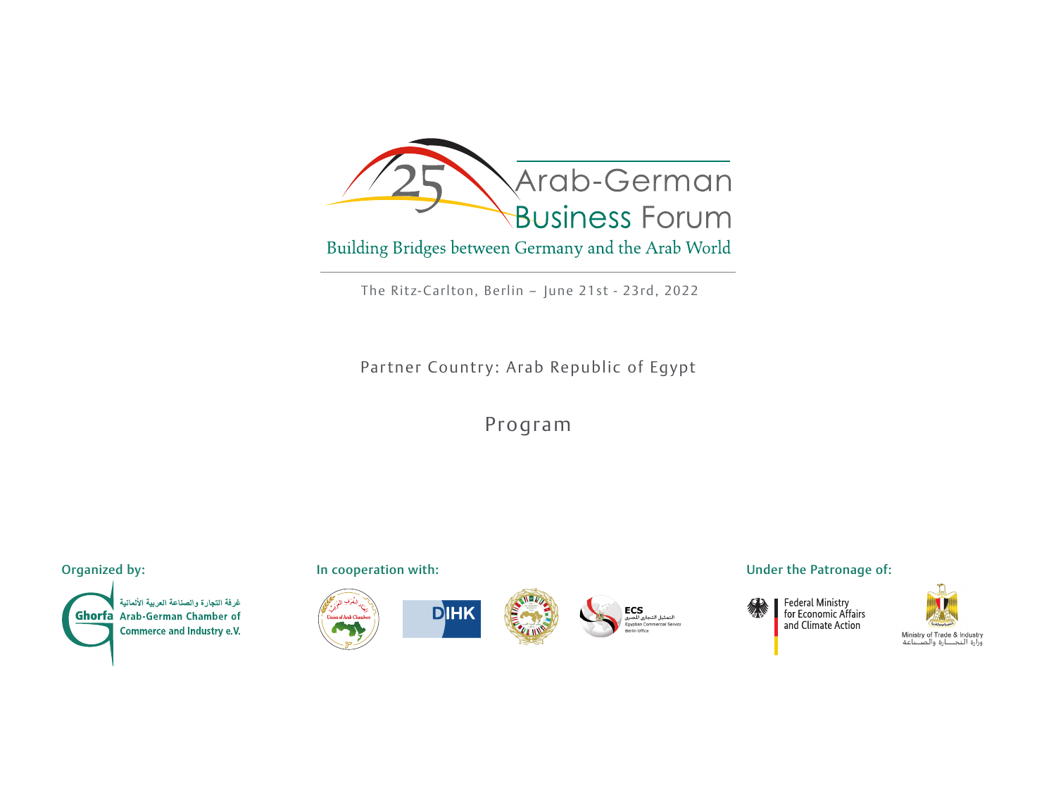# 25 Arab-German Business Forum

Building Bridges between Germany and the Arab World

The Ritz-Carlton, Berlin – June 21st - 23rd, 2022

Partner Country: Arab Republic of Egypt

## Program

**Organized by:**

غرفة التجارة والصناعة العربية الألمانية
Ghorfa Arab-German Chamber of Commerce and Industry e.V.

**In cooperation with:**

Union of Arab Chambers

DIHK

ECS التمثيل التجاري المصري Egyptian Commercial Service Berlin Office

**Under the Patronage of:**

Federal Ministry for Economic Affairs and Climate Action

Ministry of Trade & Industry
وزارة التجارة والصناعة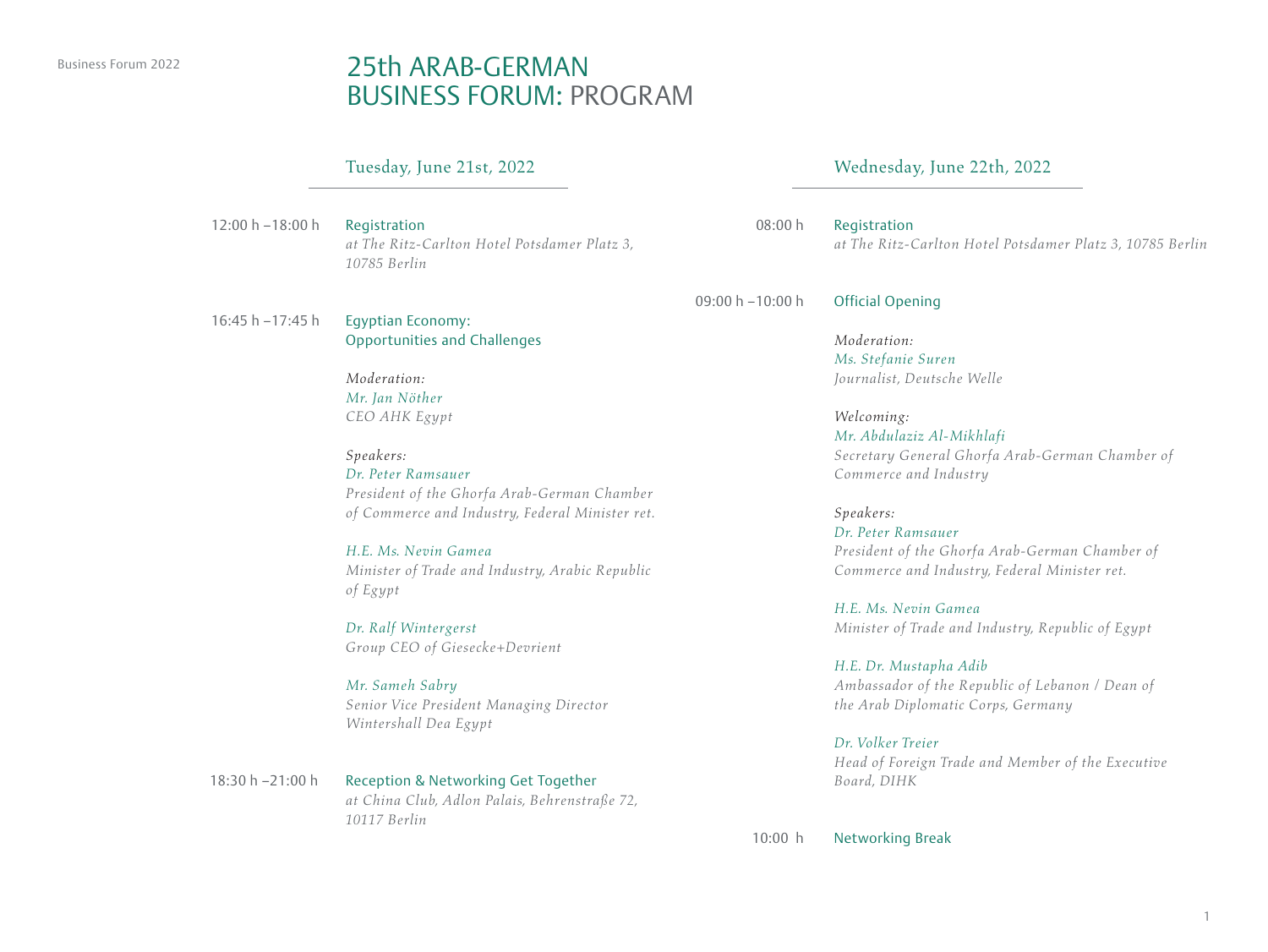# 25th ARAB-GERMAN BUSINESS FORUM: PROGRAM

## Tuesday, June 21st, 2022

**12:00 h –18:00 h** Registration
*at The Ritz-Carlton Hotel Potsdamer Platz 3, 10785 Berlin*

**16:45 h –17:45 h** Egyptian Economy: Opportunities and Challenges

*Moderation:*
*Mr. Jan Nöther*
*CEO AHK Egypt*

*Speakers:*
*Dr. Peter Ramsauer*
*President of the Ghorfa Arab-German Chamber of Commerce and Industry, Federal Minister ret.*

*H.E. Ms. Nevin Gamea*
*Minister of Trade and Industry, Arabic Republic of Egypt*

*Dr. Ralf Wintergerst*
*Group CEO of Giesecke+Devrient*

*Mr. Sameh Sabry*
*Senior Vice President Managing Director Wintershall Dea Egypt*

**18:30 h –21:00 h** Reception & Networking Get Together
*at China Club, Adlon Palais, Behrenstraße 72, 10117 Berlin*

## Wednesday, June 22th, 2022

**08:00 h** Registration
*at The Ritz-Carlton Hotel Potsdamer Platz 3, 10785 Berlin*

**09:00 h –10:00 h** Official Opening

*Moderation:*
*Ms. Stefanie Suren*
*Journalist, Deutsche Welle*

*Welcoming:*
*Mr. Abdulaziz Al-Mikhlafi*
*Secretary General Ghorfa Arab-German Chamber of Commerce and Industry*

*Speakers:*
*Dr. Peter Ramsauer*
*President of the Ghorfa Arab-German Chamber of Commerce and Industry, Federal Minister ret.*

*H.E. Ms. Nevin Gamea*
*Minister of Trade and Industry, Republic of Egypt*

*H.E. Dr. Mustapha Adib*
*Ambassador of the Republic of Lebanon / Dean of the Arab Diplomatic Corps, Germany*

*Dr. Volker Treier*
*Head of Foreign Trade and Member of the Executive Board, DIHK*

**10:00 h** Networking Break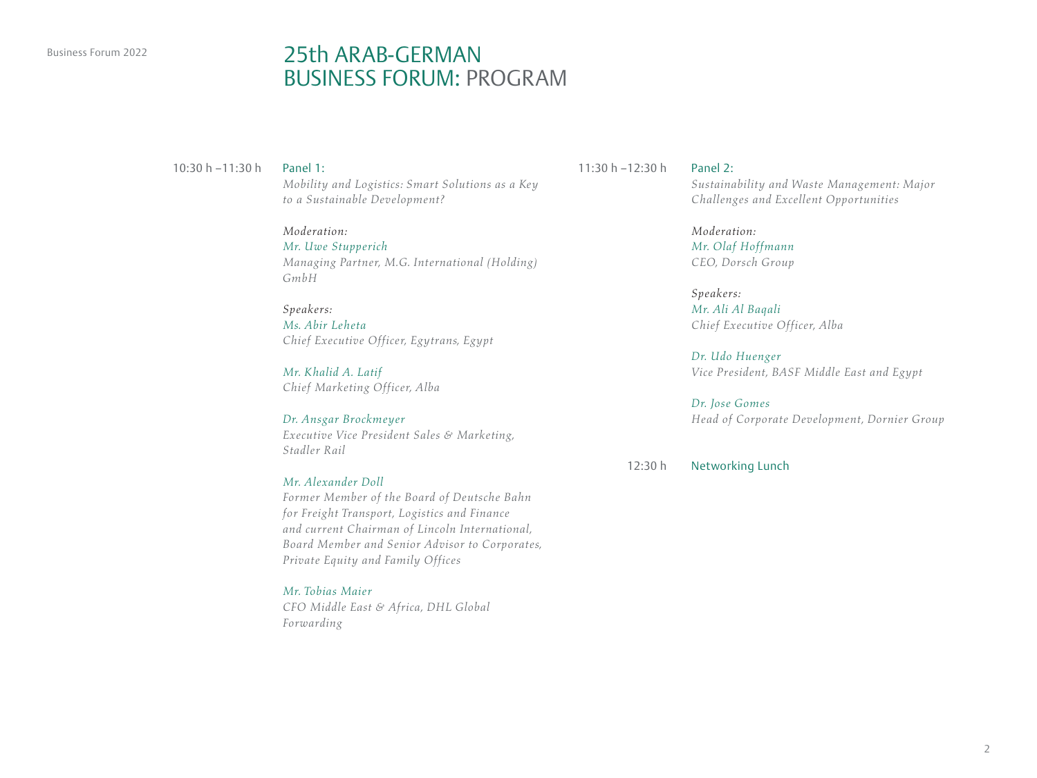# 25th ARAB-GERMAN BUSINESS FORUM: PROGRAM

**10:30 h – 11:30 h**

**Panel 1:**
*Mobility and Logistics: Smart Solutions as a Key to a Sustainable Development?*

*Moderation:*
*Mr. Uwe Stupperich*
*Managing Partner, M.G. International (Holding) GmbH*

*Speakers:*
*Ms. Abir Leheta*
*Chief Executive Officer, Egytrans, Egypt*

*Mr. Khalid A. Latif*
*Chief Marketing Officer, Alba*

*Dr. Ansgar Brockmeyer*
*Executive Vice President Sales & Marketing, Stadler Rail*

*Mr. Alexander Doll*
*Former Member of the Board of Deutsche Bahn for Freight Transport, Logistics and Finance and current Chairman of Lincoln International, Board Member and Senior Advisor to Corporates, Private Equity and Family Offices*

*Mr. Tobias Maier*
*CFO Middle East & Africa, DHL Global Forwarding*

**11:30 h – 12:30 h**

**Panel 2:**
*Sustainability and Waste Management: Major Challenges and Excellent Opportunities*

*Moderation:*
*Mr. Olaf Hoffmann*
*CEO, Dorsch Group*

*Speakers:*
*Mr. Ali Al Baqali*
*Chief Executive Officer, Alba*

*Dr. Udo Huenger*
*Vice President, BASF Middle East and Egypt*

*Dr. Jose Gomes*
*Head of Corporate Development, Dornier Group*

**12:30 h**

**Networking Lunch**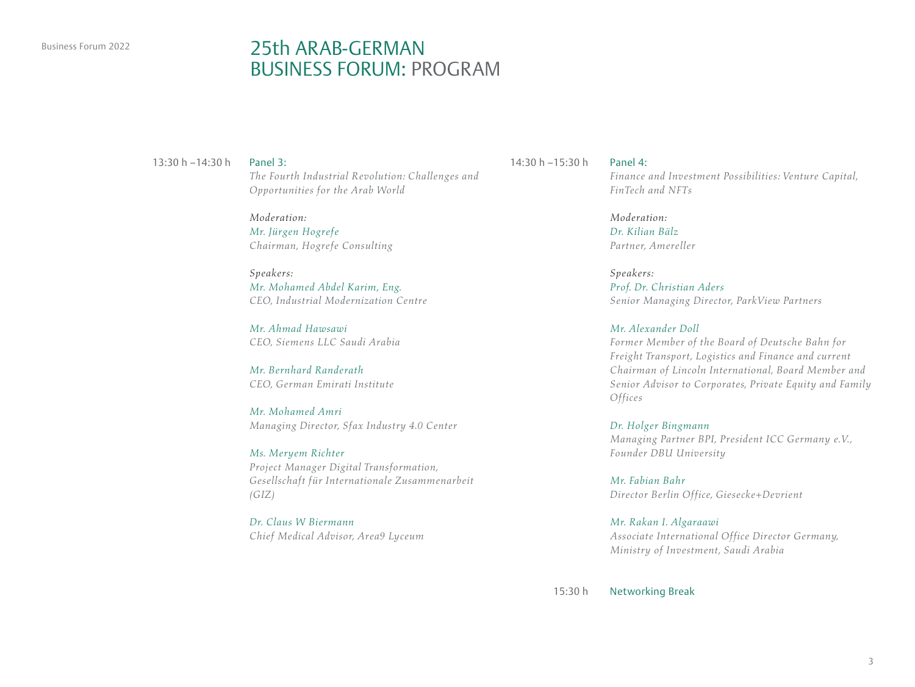# 25th ARAB-GERMAN BUSINESS FORUM: PROGRAM

**13:30 h – 14:30 h** Panel 3:

*The Fourth Industrial Revolution: Challenges and Opportunities for the Arab World*

*Moderation:*
*Mr. Jürgen Hogrefe*
*Chairman, Hogrefe Consulting*

*Speakers:*
*Mr. Mohamed Abdel Karim, Eng.*
*CEO, Industrial Modernization Centre*

*Mr. Ahmad Hawsawi*
*CEO, Siemens LLC Saudi Arabia*

*Mr. Bernhard Randerath*
*CEO, German Emirati Institute*

*Mr. Mohamed Amri*
*Managing Director, Sfax Industry 4.0 Center*

*Ms. Meryem Richter*
*Project Manager Digital Transformation, Gesellschaft für Internationale Zusammenarbeit (GIZ)*

*Dr. Claus W Biermann*
*Chief Medical Advisor, Area9 Lyceum*

**14:30 h – 15:30 h** Panel 4:

*Finance and Investment Possibilities: Venture Capital, FinTech and NFTs*

*Moderation:*
*Dr. Kilian Bälz*
*Partner, Amereller*

*Speakers:*
*Prof. Dr. Christian Aders*
*Senior Managing Director, ParkView Partners*

*Mr. Alexander Doll*
*Former Member of the Board of Deutsche Bahn for Freight Transport, Logistics and Finance and current Chairman of Lincoln International, Board Member and Senior Advisor to Corporates, Private Equity and Family Offices*

*Dr. Holger Bingmann*
*Managing Partner BPI, President ICC Germany e.V., Founder DBU University*

*Mr. Fabian Bahr*
*Director Berlin Office, Giesecke+Devrient*

*Mr. Rakan I. Algaraawi*
*Associate International Office Director Germany, Ministry of Investment, Saudi Arabia*

**15:30 h** Networking Break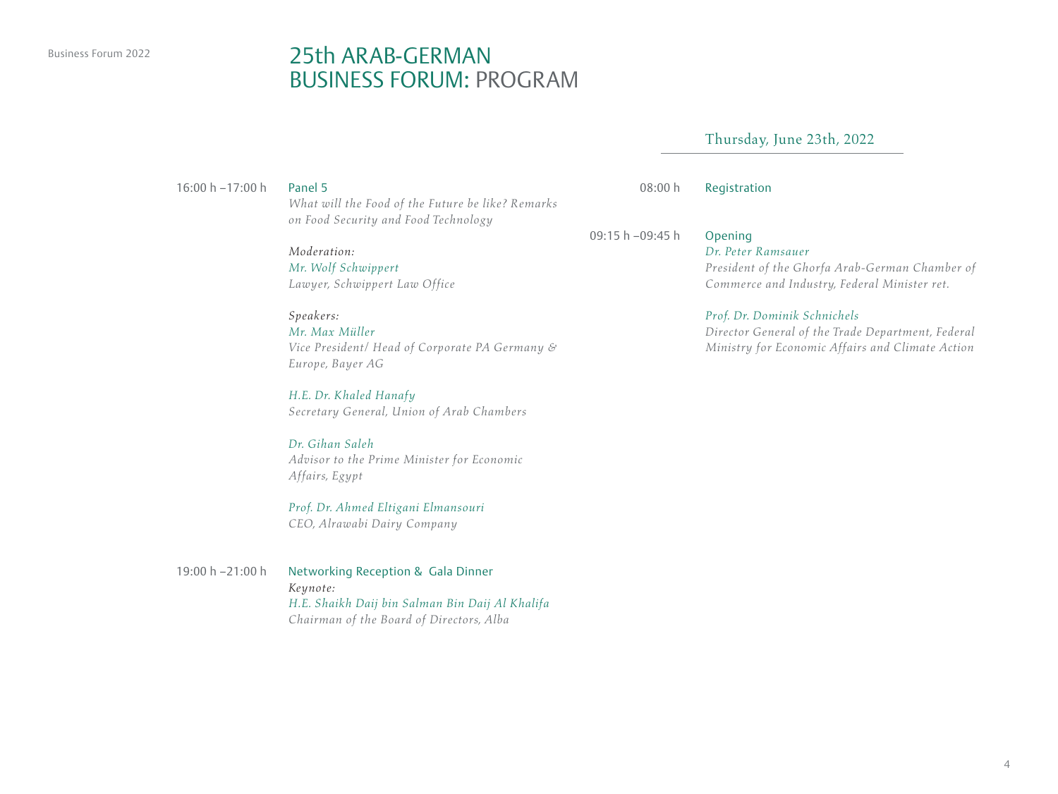# 25th ARAB-GERMAN BUSINESS FORUM: PROGRAM

16:00 h –17:00 h **Panel 5**

*What will the Food of the Future be like? Remarks on Food Security and Food Technology*

*Moderation:*
*Mr. Wolf Schwippert*
*Lawyer, Schwippert Law Office*

*Speakers:*
*Mr. Max Müller*
*Vice President/ Head of Corporate PA Germany & Europe, Bayer AG*

*H.E. Dr. Khaled Hanafy*
*Secretary General, Union of Arab Chambers*

*Dr. Gihan Saleh*
*Advisor to the Prime Minister for Economic Affairs, Egypt*

*Prof. Dr. Ahmed Eltigani Elmansouri*
*CEO, Alrawabi Dairy Company*

19:00 h –21:00 h **Networking Reception & Gala Dinner**

*Keynote:*
*H.E. Shaikh Daij bin Salman Bin Daij Al Khalifa*
*Chairman of the Board of Directors, Alba*

## Thursday, June 23th, 2022

08:00 h **Registration**

09:15 h –09:45 h **Opening**

*Dr. Peter Ramsauer*
*President of the Ghorfa Arab-German Chamber of Commerce and Industry, Federal Minister ret.*

*Prof. Dr. Dominik Schnichels*
*Director General of the Trade Department, Federal Ministry for Economic Affairs and Climate Action*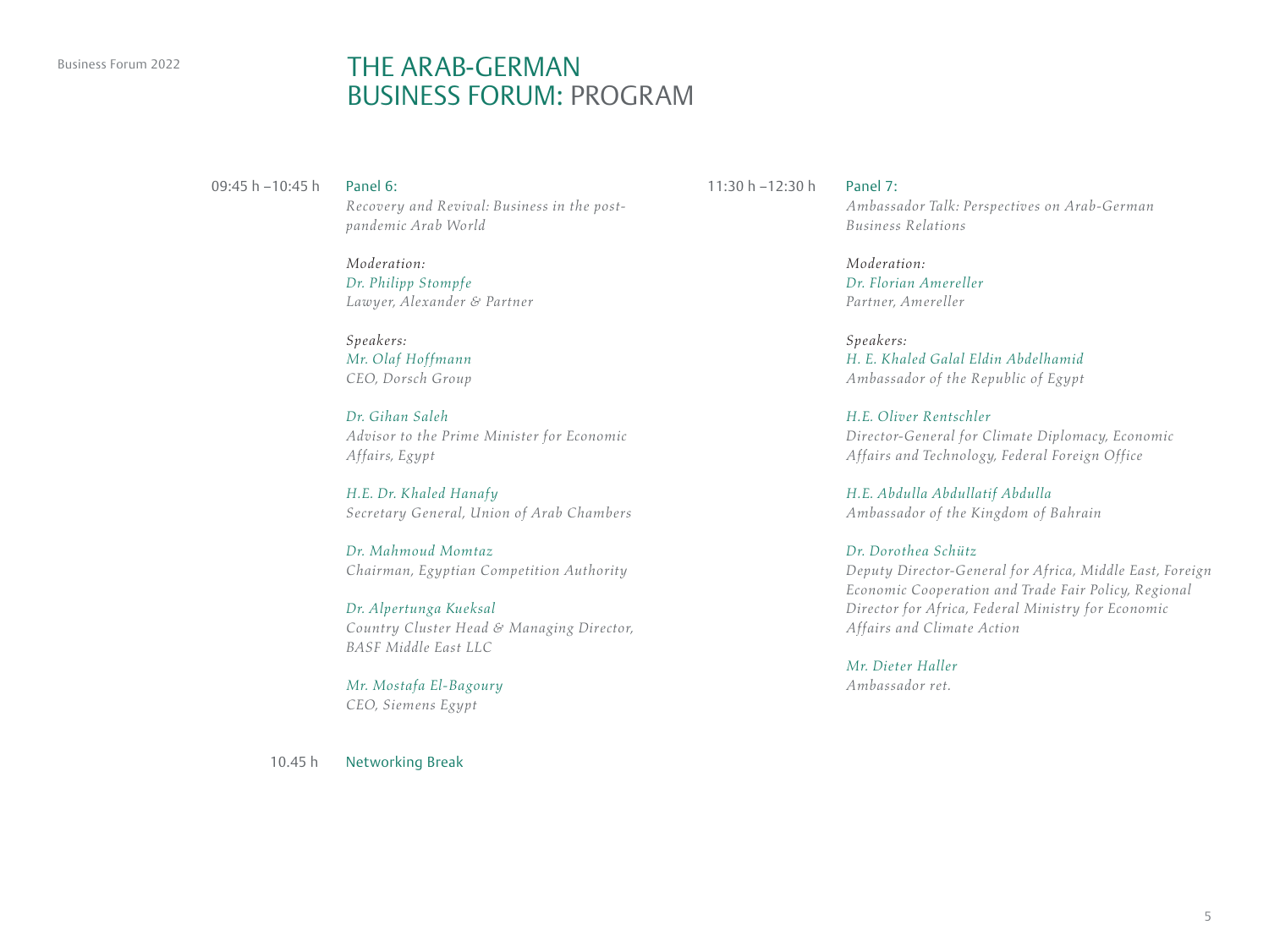# THE ARAB-GERMAN BUSINESS FORUM: PROGRAM

09:45 h –10:45 h **Panel 6:**

*Recovery and Revival: Business in the post-pandemic Arab World*

*Moderation:*
*Dr. Philipp Stompfe*
*Lawyer, Alexander & Partner*

*Speakers:*
*Mr. Olaf Hoffmann*
*CEO, Dorsch Group*

*Dr. Gihan Saleh*
*Advisor to the Prime Minister for Economic Affairs, Egypt*

*H.E. Dr. Khaled Hanafy*
*Secretary General, Union of Arab Chambers*

*Dr. Mahmoud Momtaz*
*Chairman, Egyptian Competition Authority*

*Dr. Alpertunga Kueksal*
*Country Cluster Head & Managing Director, BASF Middle East LLC*

*Mr. Mostafa El-Bagoury*
*CEO, Siemens Egypt*

10.45 h **Networking Break**

11:30 h –12:30 h **Panel 7:**

*Ambassador Talk: Perspectives on Arab-German Business Relations*

*Moderation:*
*Dr. Florian Amereller*
*Partner, Amereller*

*Speakers:*
*H. E. Khaled Galal Eldin Abdelhamid*
*Ambassador of the Republic of Egypt*

*H.E. Oliver Rentschler*
*Director-General for Climate Diplomacy, Economic Affairs and Technology, Federal Foreign Office*

*H.E. Abdulla Abdullatif Abdulla*
*Ambassador of the Kingdom of Bahrain*

*Dr. Dorothea Schütz*
*Deputy Director-General for Africa, Middle East, Foreign Economic Cooperation and Trade Fair Policy, Regional Director for Africa, Federal Ministry for Economic Affairs and Climate Action*

*Mr. Dieter Haller*
*Ambassador ret.*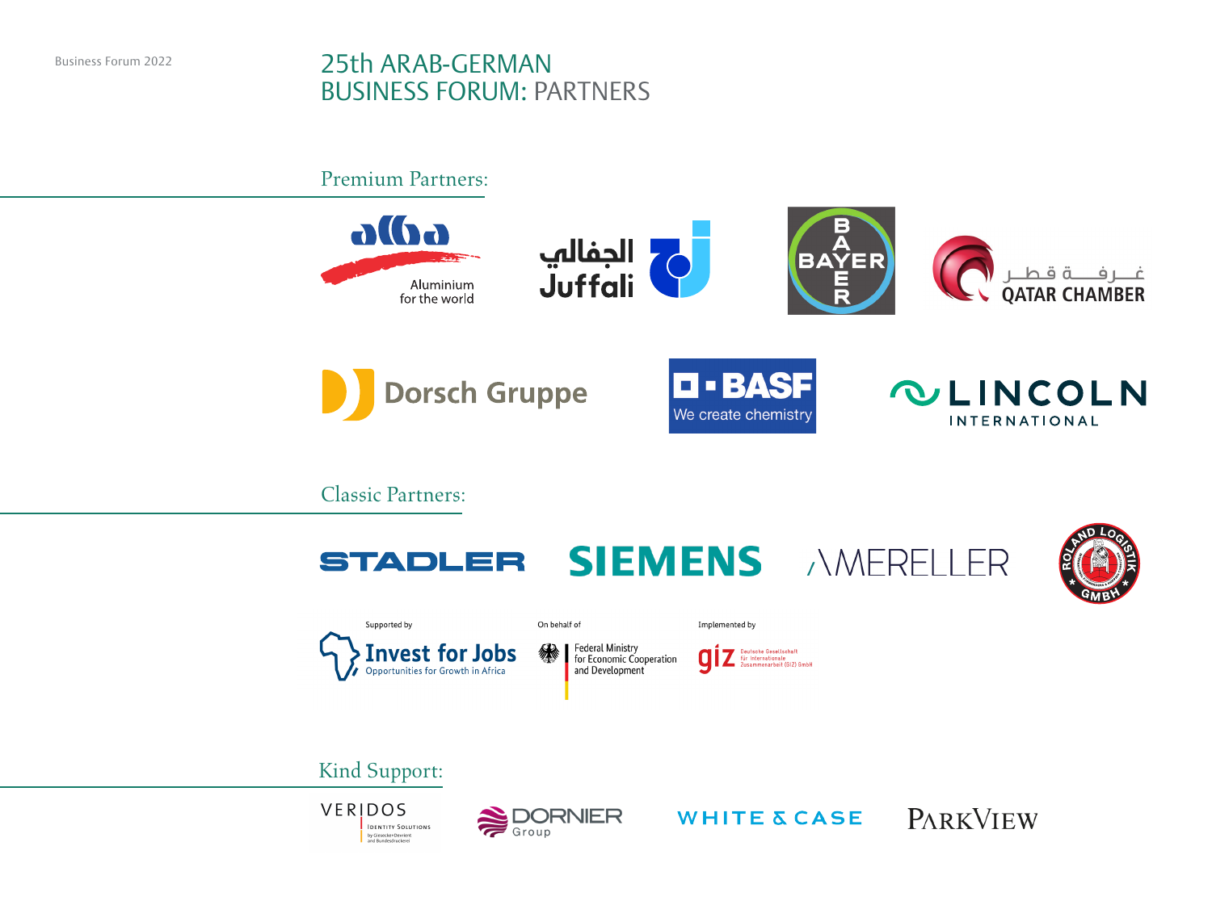# 25th ARAB-GERMAN BUSINESS FORUM: PARTNERS

## Premium Partners:

alba
Aluminium for the world

الجفالي
Juffali

BAYER

غرفة قطر
QATAR CHAMBER

Dorsch Gruppe

BASF
We create chemistry

LINCOLN INTERNATIONAL

## Classic Partners:

STADLER

SIEMENS

AMERELLER

ROLAND LOGISTIK GMBH

Supported by
Invest for Jobs
Opportunities for Growth in Africa

On behalf of
Federal Ministry for Economic Cooperation and Development

Implemented by
giz Deutsche Gesellschaft für Internationale Zusammenarbeit (GIZ) GmbH

## Kind Support:

VERIDOS
Identity Solutions
by Giesecke+Devrient and Bundesdruckerei

DORNIER Group

WHITE & CASE

PARKVIEW